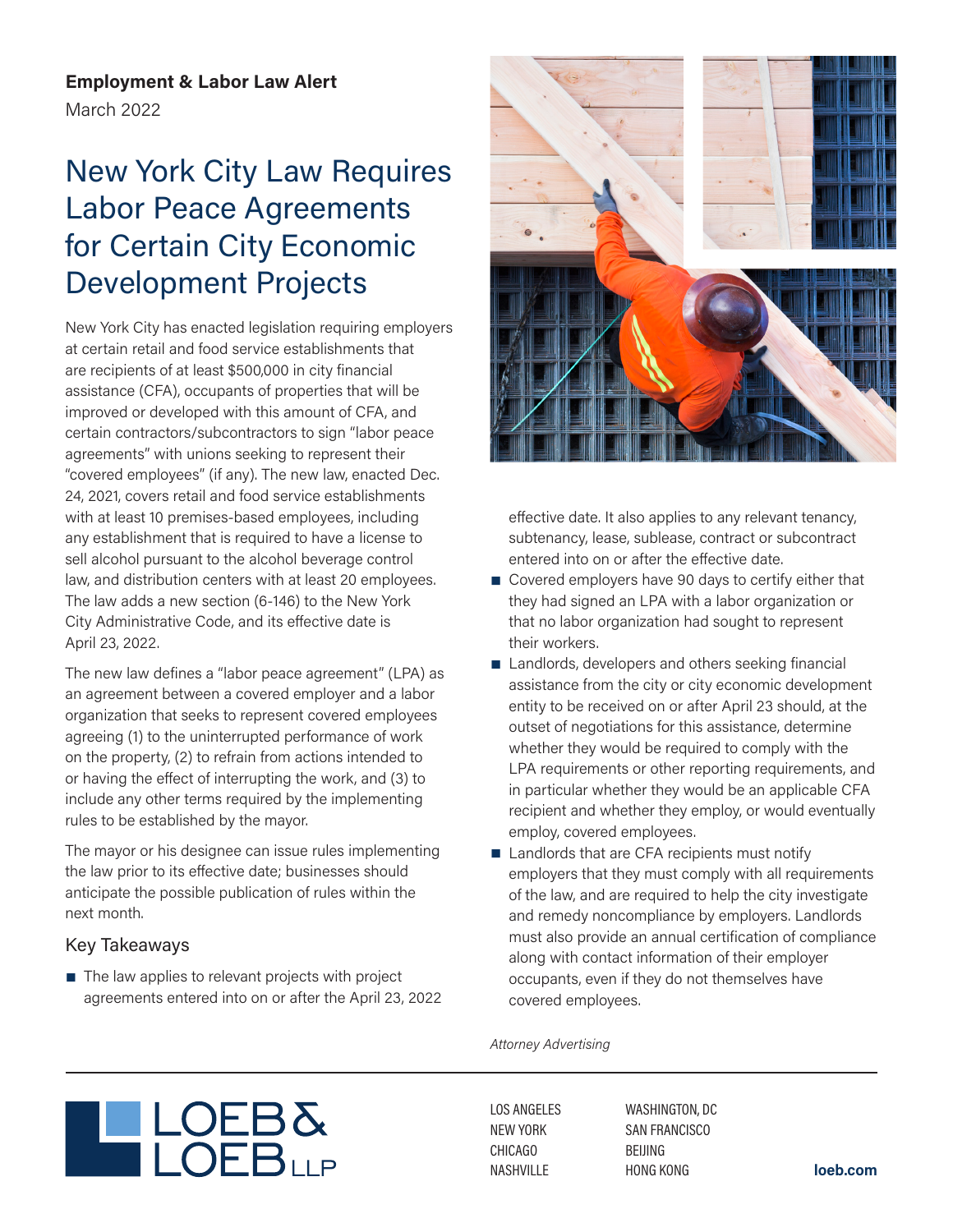**Employment & Labor Law Alert**

March 2022

# New York City Law Requires Labor Peace Agreements for Certain City Economic Development Projects

New York City has enacted legislation requiring employers at certain retail and food service establishments that are recipients of at least $500,000 in city financial assistance (CFA), occupants of properties that will be improved or developed with this amount of CFA, and certain contractors/subcontractors to sign "labor peace agreements" with unions seeking to represent their "covered employees" (if any). The new law, enacted Dec. 24, 2021, covers retail and food service establishments with at least 10 premises-based employees, including any establishment that is required to have a license to sell alcohol pursuant to the alcohol beverage control law, and distribution centers with at least 20 employees. The law adds a new section (6-146) to the New York City Administrative Code, and its effective date is April 23, 2022.

The new law defines a "labor peace agreement" (LPA) as an agreement between a covered employer and a labor organization that seeks to represent covered employees agreeing (1) to the uninterrupted performance of work on the property, (2) to refrain from actions intended to or having the effect of interrupting the work, and (3) to include any other terms required by the implementing rules to be established by the mayor.

The mayor or his designee can issue rules implementing the law prior to its effective date; businesses should anticipate the possible publication of rules within the next month.

## Key Takeaways

- The law applies to relevant projects with project agreements entered into on or after the April 23, 2022 effective date. It also applies to any relevant tenancy, subtenancy, lease, sublease, contract or subcontract entered into on or after the effective date.
- Covered employers have 90 days to certify either that they had signed an LPA with a labor organization or that no labor organization had sought to represent their workers.
- Landlords, developers and others seeking financial assistance from the city or city economic development entity to be received on or after April 23 should, at the outset of negotiations for this assistance, determine whether they would be required to comply with the LPA requirements or other reporting requirements, and in particular whether they would be an applicable CFA recipient and whether they employ, or would eventually employ, covered employees.
- Landlords that are CFA recipients must notify employers that they must comply with all requirements of the law, and are required to help the city investigate and remedy noncompliance by employers. Landlords must also provide an annual certification of compliance along with contact information of their employer occupants, even if they do not themselves have covered employees.

*Attorney Advertising*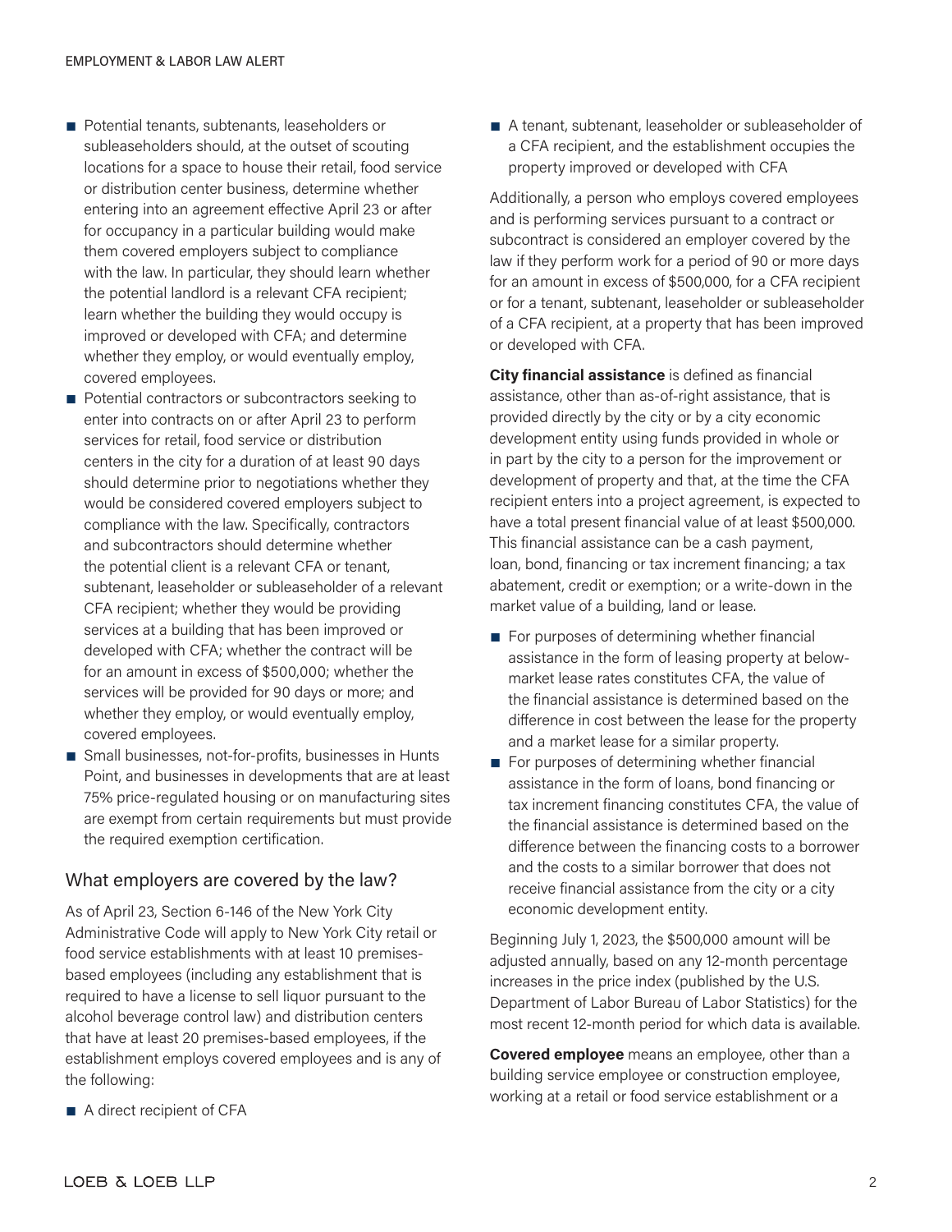- Potential tenants, subtenants, leaseholders or subleaseholders should, at the outset of scouting locations for a space to house their retail, food service or distribution center business, determine whether entering into an agreement effective April 23 or after for occupancy in a particular building would make them covered employers subject to compliance with the law. In particular, they should learn whether the potential landlord is a relevant CFA recipient; learn whether the building they would occupy is improved or developed with CFA; and determine whether they employ, or would eventually employ, covered employees.
- Potential contractors or subcontractors seeking to enter into contracts on or after April 23 to perform services for retail, food service or distribution centers in the city for a duration of at least 90 days should determine prior to negotiations whether they would be considered covered employers subject to compliance with the law. Specifically, contractors and subcontractors should determine whether the potential client is a relevant CFA or tenant, subtenant, leaseholder or subleaseholder of a relevant CFA recipient; whether they would be providing services at a building that has been improved or developed with CFA; whether the contract will be for an amount in excess of $500,000; whether the services will be provided for 90 days or more; and whether they employ, or would eventually employ, covered employees.
- Small businesses, not-for-profits, businesses in Hunts Point, and businesses in developments that are at least 75% price-regulated housing or on manufacturing sites are exempt from certain requirements but must provide the required exemption certification.

## What employers are covered by the law?

As of April 23, Section 6-146 of the New York City Administrative Code will apply to New York City retail or food service establishments with at least 10 premises-based employees (including any establishment that is required to have a license to sell liquor pursuant to the alcohol beverage control law) and distribution centers that have at least 20 premises-based employees, if the establishment employs covered employees and is any of the following:

- A direct recipient of CFA
- A tenant, subtenant, leaseholder or subleaseholder of a CFA recipient, and the establishment occupies the property improved or developed with CFA

Additionally, a person who employs covered employees and is performing services pursuant to a contract or subcontract is considered an employer covered by the law if they perform work for a period of 90 or more days for an amount in excess of $500,000, for a CFA recipient or for a tenant, subtenant, leaseholder or subleaseholder of a CFA recipient, at a property that has been improved or developed with CFA.

**City financial assistance** is defined as financial assistance, other than as-of-right assistance, that is provided directly by the city or by a city economic development entity using funds provided in whole or in part by the city to a person for the improvement or development of property and that, at the time the CFA recipient enters into a project agreement, is expected to have a total present financial value of at least $500,000. This financial assistance can be a cash payment, loan, bond, financing or tax increment financing; a tax abatement, credit or exemption; or a write-down in the market value of a building, land or lease.

- For purposes of determining whether financial assistance in the form of leasing property at below-market lease rates constitutes CFA, the value of the financial assistance is determined based on the difference in cost between the lease for the property and a market lease for a similar property.
- For purposes of determining whether financial assistance in the form of loans, bond financing or tax increment financing constitutes CFA, the value of the financial assistance is determined based on the difference between the financing costs to a borrower and the costs to a similar borrower that does not receive financial assistance from the city or a city economic development entity.

Beginning July 1, 2023, the $500,000 amount will be adjusted annually, based on any 12-month percentage increases in the price index (published by the U.S. Department of Labor Bureau of Labor Statistics) for the most recent 12-month period for which data is available.

**Covered employee** means an employee, other than a building service employee or construction employee, working at a retail or food service establishment or a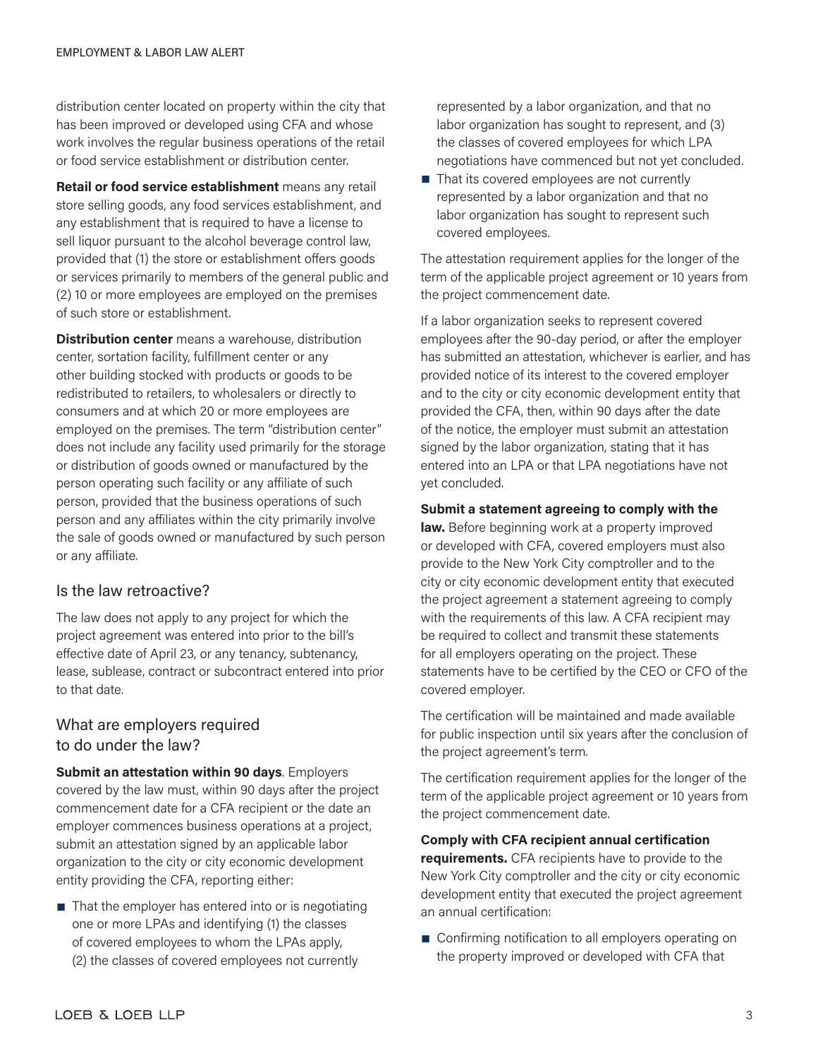distribution center located on property within the city that has been improved or developed using CFA and whose work involves the regular business operations of the retail or food service establishment or distribution center.

**Retail or food service establishment** means any retail store selling goods, any food services establishment, and any establishment that is required to have a license to sell liquor pursuant to the alcohol beverage control law, provided that (1) the store or establishment offers goods or services primarily to members of the general public and (2) 10 or more employees are employed on the premises of such store or establishment.

**Distribution center** means a warehouse, distribution center, sortation facility, fulfillment center or any other building stocked with products or goods to be redistributed to retailers, to wholesalers or directly to consumers and at which 20 or more employees are employed on the premises. The term "distribution center" does not include any facility used primarily for the storage or distribution of goods owned or manufactured by the person operating such facility or any affiliate of such person, provided that the business operations of such person and any affiliates within the city primarily involve the sale of goods owned or manufactured by such person or any affiliate.

## Is the law retroactive?

The law does not apply to any project for which the project agreement was entered into prior to the bill's effective date of April 23, or any tenancy, subtenancy, lease, sublease, contract or subcontract entered into prior to that date.

## What are employers required to do under the law?

**Submit an attestation within 90 days**. Employers covered by the law must, within 90 days after the project commencement date for a CFA recipient or the date an employer commences business operations at a project, submit an attestation signed by an applicable labor organization to the city or city economic development entity providing the CFA, reporting either:

- That the employer has entered into or is negotiating one or more LPAs and identifying (1) the classes of covered employees to whom the LPAs apply, (2) the classes of covered employees not currently represented by a labor organization, and that no labor organization has sought to represent, and (3) the classes of covered employees for which LPA negotiations have commenced but not yet concluded.
- That its covered employees are not currently represented by a labor organization and that no labor organization has sought to represent such covered employees.

The attestation requirement applies for the longer of the term of the applicable project agreement or 10 years from the project commencement date.

If a labor organization seeks to represent covered employees after the 90-day period, or after the employer has submitted an attestation, whichever is earlier, and has provided notice of its interest to the covered employer and to the city or city economic development entity that provided the CFA, then, within 90 days after the date of the notice, the employer must submit an attestation signed by the labor organization, stating that it has entered into an LPA or that LPA negotiations have not yet concluded.

**Submit a statement agreeing to comply with the law.** Before beginning work at a property improved or developed with CFA, covered employers must also provide to the New York City comptroller and to the city or city economic development entity that executed the project agreement a statement agreeing to comply with the requirements of this law. A CFA recipient may be required to collect and transmit these statements for all employers operating on the project. These statements have to be certified by the CEO or CFO of the covered employer.

The certification will be maintained and made available for public inspection until six years after the conclusion of the project agreement's term.

The certification requirement applies for the longer of the term of the applicable project agreement or 10 years from the project commencement date.

**Comply with CFA recipient annual certification requirements.** CFA recipients have to provide to the New York City comptroller and the city or city economic development entity that executed the project agreement an annual certification:

- Confirming notification to all employers operating on the property improved or developed with CFA that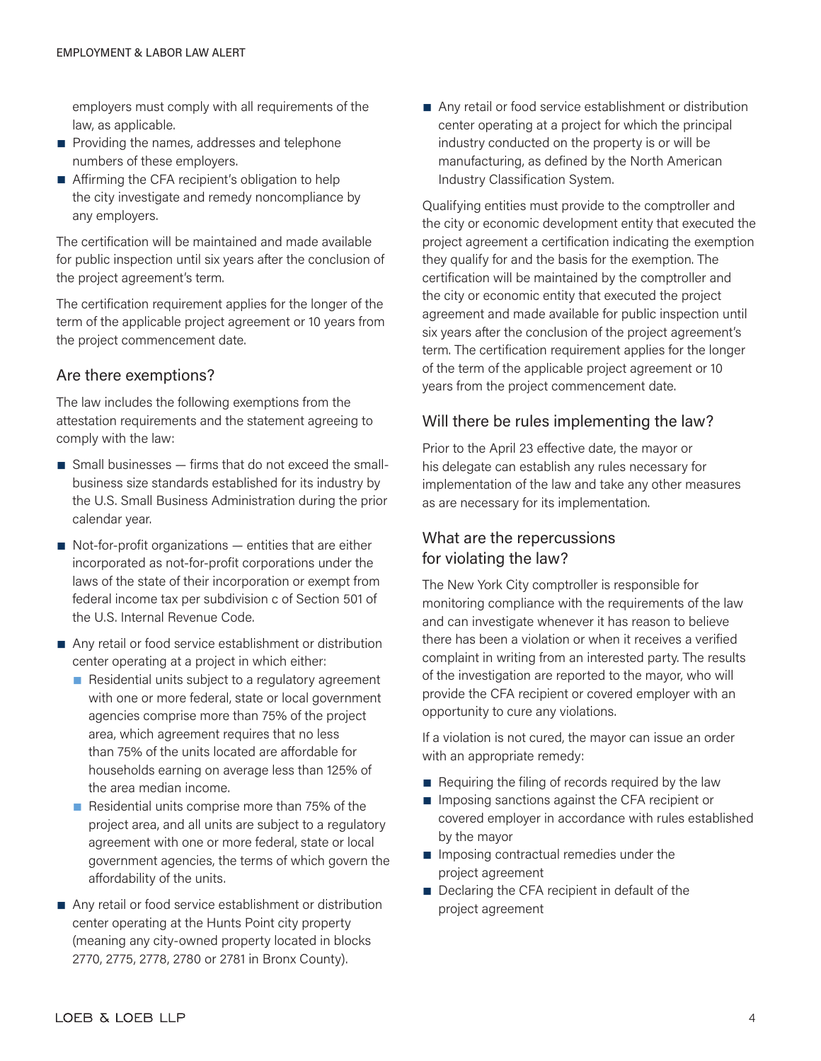employers must comply with all requirements of the law, as applicable.

- Providing the names, addresses and telephone numbers of these employers.
- Affirming the CFA recipient's obligation to help the city investigate and remedy noncompliance by any employers.

The certification will be maintained and made available for public inspection until six years after the conclusion of the project agreement's term.

The certification requirement applies for the longer of the term of the applicable project agreement or 10 years from the project commencement date.

## Are there exemptions?

The law includes the following exemptions from the attestation requirements and the statement agreeing to comply with the law:

- Small businesses — firms that do not exceed the small-business size standards established for its industry by the U.S. Small Business Administration during the prior calendar year.
- Not-for-profit organizations — entities that are either incorporated as not-for-profit corporations under the laws of the state of their incorporation or exempt from federal income tax per subdivision c of Section 501 of the U.S. Internal Revenue Code.
- Any retail or food service establishment or distribution center operating at a project in which either:
  - Residential units subject to a regulatory agreement with one or more federal, state or local government agencies comprise more than 75% of the project area, which agreement requires that no less than 75% of the units located are affordable for households earning on average less than 125% of the area median income.
  - Residential units comprise more than 75% of the project area, and all units are subject to a regulatory agreement with one or more federal, state or local government agencies, the terms of which govern the affordability of the units.
- Any retail or food service establishment or distribution center operating at the Hunts Point city property (meaning any city-owned property located in blocks 2770, 2775, 2778, 2780 or 2781 in Bronx County).
- Any retail or food service establishment or distribution center operating at a project for which the principal industry conducted on the property is or will be manufacturing, as defined by the North American Industry Classification System.

Qualifying entities must provide to the comptroller and the city or economic development entity that executed the project agreement a certification indicating the exemption they qualify for and the basis for the exemption. The certification will be maintained by the comptroller and the city or economic entity that executed the project agreement and made available for public inspection until six years after the conclusion of the project agreement's term. The certification requirement applies for the longer of the term of the applicable project agreement or 10 years from the project commencement date.

## Will there be rules implementing the law?

Prior to the April 23 effective date, the mayor or his delegate can establish any rules necessary for implementation of the law and take any other measures as are necessary for its implementation.

## What are the repercussions for violating the law?

The New York City comptroller is responsible for monitoring compliance with the requirements of the law and can investigate whenever it has reason to believe there has been a violation or when it receives a verified complaint in writing from an interested party. The results of the investigation are reported to the mayor, who will provide the CFA recipient or covered employer with an opportunity to cure any violations.

If a violation is not cured, the mayor can issue an order with an appropriate remedy:

- Requiring the filing of records required by the law
- Imposing sanctions against the CFA recipient or covered employer in accordance with rules established by the mayor
- Imposing contractual remedies under the project agreement
- Declaring the CFA recipient in default of the project agreement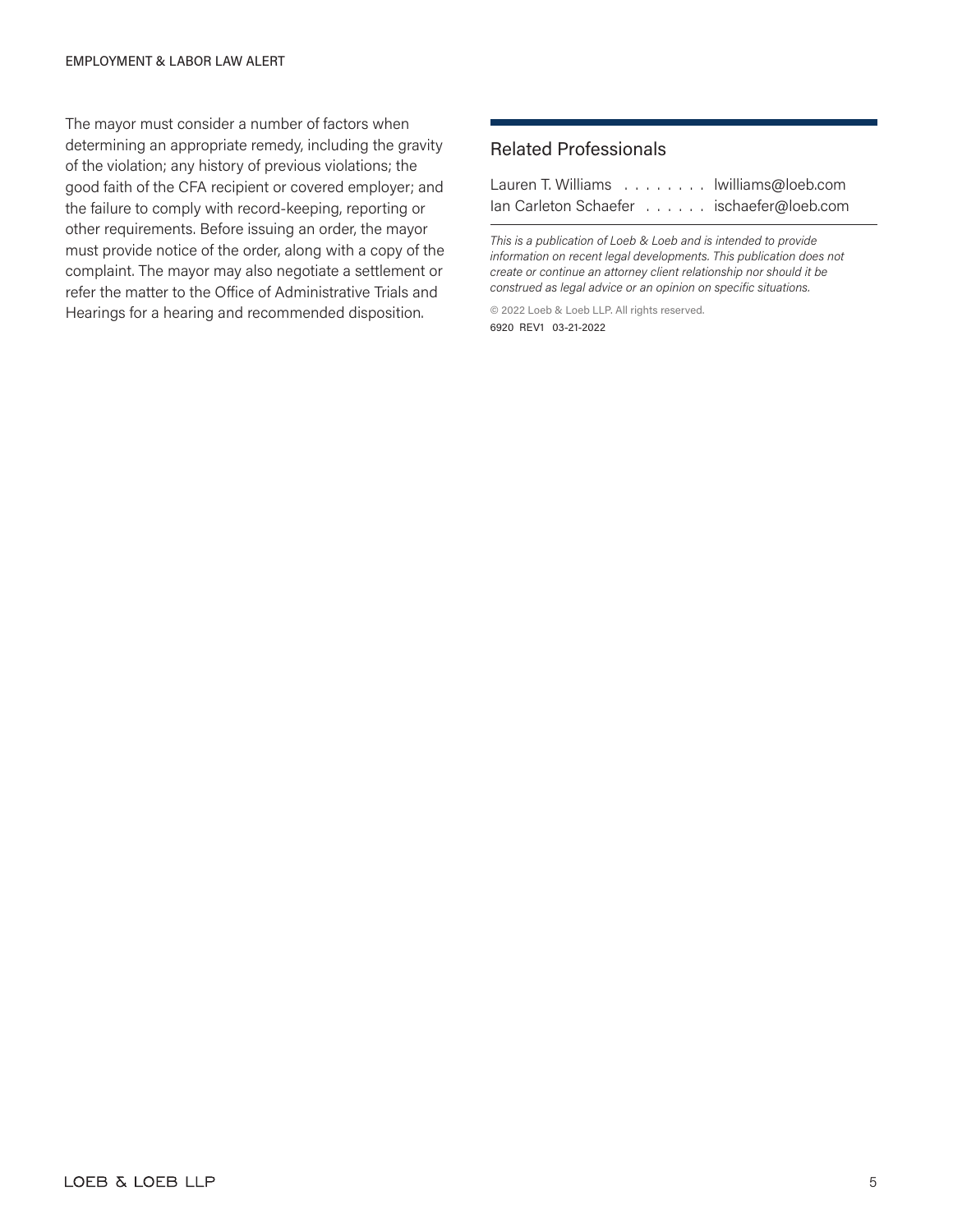The mayor must consider a number of factors when determining an appropriate remedy, including the gravity of the violation; any history of previous violations; the good faith of the CFA recipient or covered employer; and the failure to comply with record-keeping, reporting or other requirements. Before issuing an order, the mayor must provide notice of the order, along with a copy of the complaint. The mayor may also negotiate a settlement or refer the matter to the Office of Administrative Trials and Hearings for a hearing and recommended disposition.

## Related Professionals

Lauren T. Williams . . . . . . . . lwilliams@loeb.com
Ian Carleton Schaefer . . . . . . ischaefer@loeb.com

*This is a publication of Loeb & Loeb and is intended to provide information on recent legal developments. This publication does not create or continue an attorney client relationship nor should it be construed as legal advice or an opinion on specific situations.*

© 2022 Loeb & Loeb LLP. All rights reserved.
6920 REV1 03-21-2022